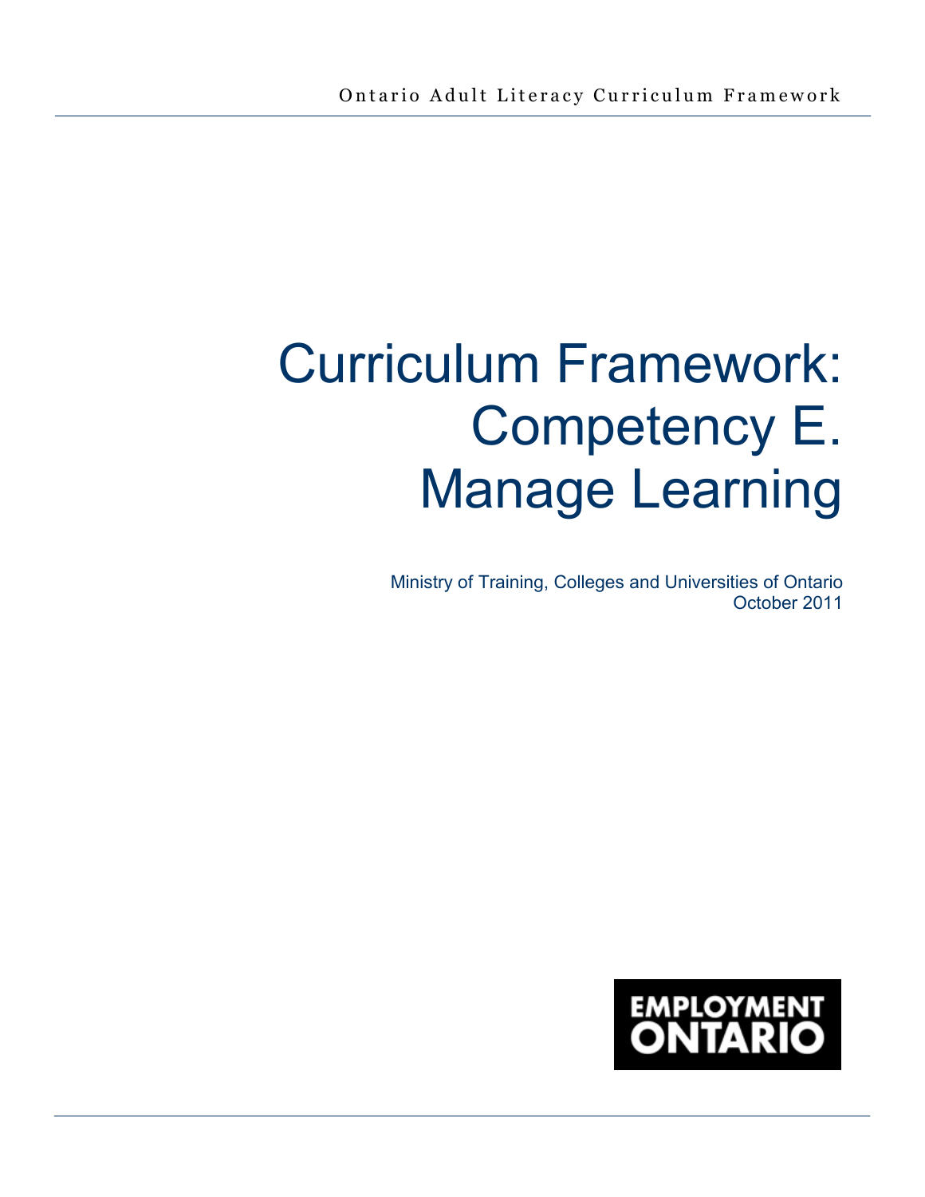Ontario Adult Literacy Curriculum Framework

# Curriculum Framework: Competency E. Manage Learning

Ministry of Training, Colleges and Universities of Ontario
October 2011

EMPLOYMENT ONTARIO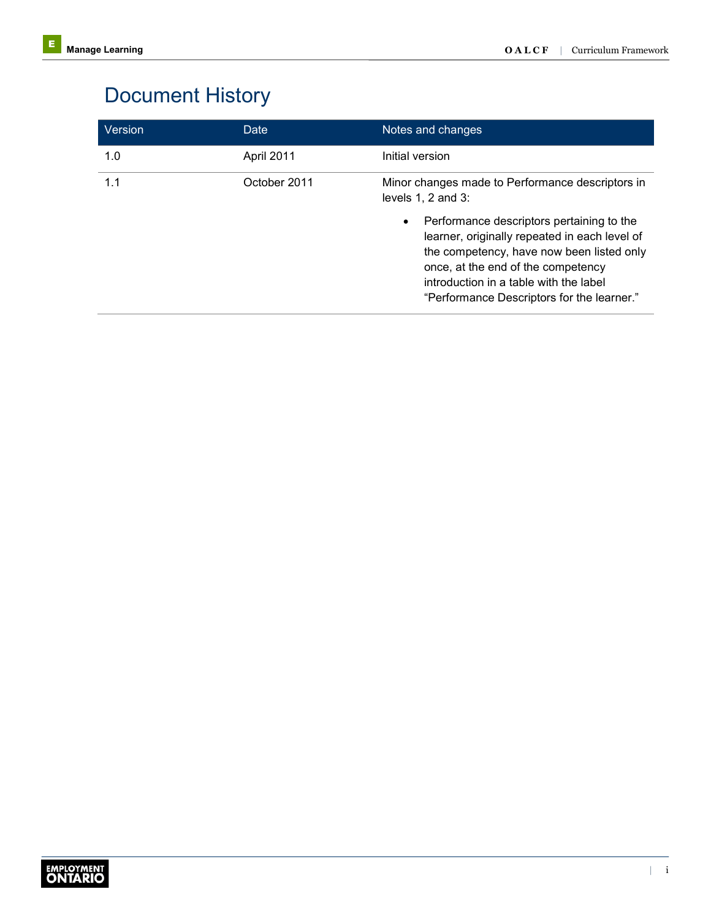# Document History

| Version | Date | Notes and changes |
| --- | --- | --- |
| 1.0 | April 2011 | Initial version |
| 1.1 | October 2011 | Minor changes made to Performance descriptors in levels 1, 2 and 3:<br>• Performance descriptors pertaining to the learner, originally repeated in each level of the competency, have now been listed only once, at the end of the competency introduction in a table with the label "Performance Descriptors for the learner." |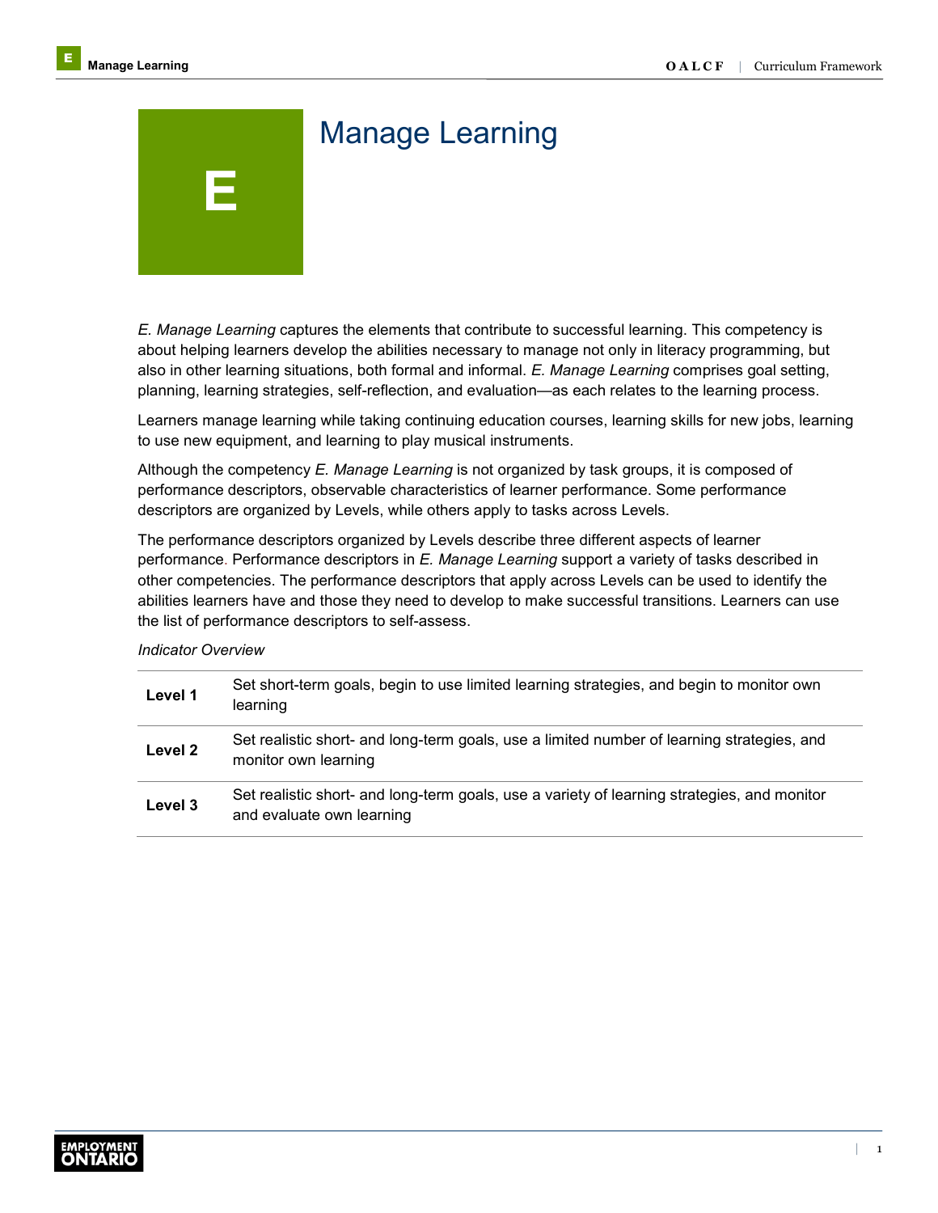# E

# Manage Learning

*E. Manage Learning* captures the elements that contribute to successful learning. This competency is about helping learners develop the abilities necessary to manage not only in literacy programming, but also in other learning situations, both formal and informal. *E. Manage Learning* comprises goal setting, planning, learning strategies, self-reflection, and evaluation—as each relates to the learning process.

Learners manage learning while taking continuing education courses, learning skills for new jobs, learning to use new equipment, and learning to play musical instruments.

Although the competency *E. Manage Learning* is not organized by task groups, it is composed of performance descriptors, observable characteristics of learner performance. Some performance descriptors are organized by Levels, while others apply to tasks across Levels.

The performance descriptors organized by Levels describe three different aspects of learner performance. Performance descriptors in *E. Manage Learning* support a variety of tasks described in other competencies. The performance descriptors that apply across Levels can be used to identify the abilities learners have and those they need to develop to make successful transitions. Learners can use the list of performance descriptors to self-assess.

*Indicator Overview*

| | |
|---|---|
| **Level 1** | Set short-term goals, begin to use limited learning strategies, and begin to monitor own learning |
| **Level 2** | Set realistic short- and long-term goals, use a limited number of learning strategies, and monitor own learning |
| **Level 3** | Set realistic short- and long-term goals, use a variety of learning strategies, and monitor and evaluate own learning |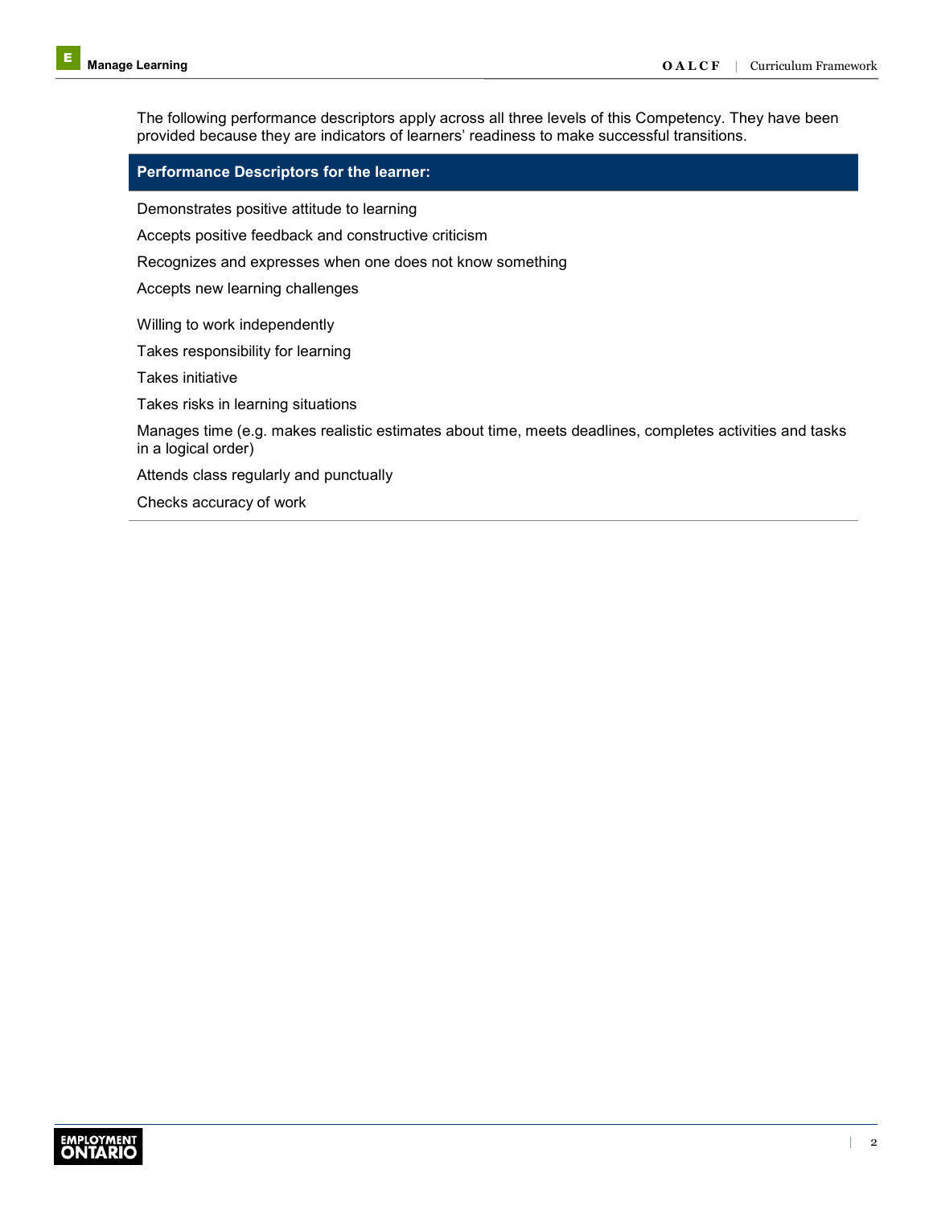The following performance descriptors apply across all three levels of this Competency. They have been provided because they are indicators of learners' readiness to make successful transitions.

| Performance Descriptors for the learner: |
| --- |
| Demonstrates positive attitude to learning |
| Accepts positive feedback and constructive criticism |
| Recognizes and expresses when one does not know something |
| Accepts new learning challenges |
| Willing to work independently |
| Takes responsibility for learning |
| Takes initiative |
| Takes risks in learning situations |
| Manages time (e.g. makes realistic estimates about time, meets deadlines, completes activities and tasks in a logical order) |
| Attends class regularly and punctually |
| Checks accuracy of work |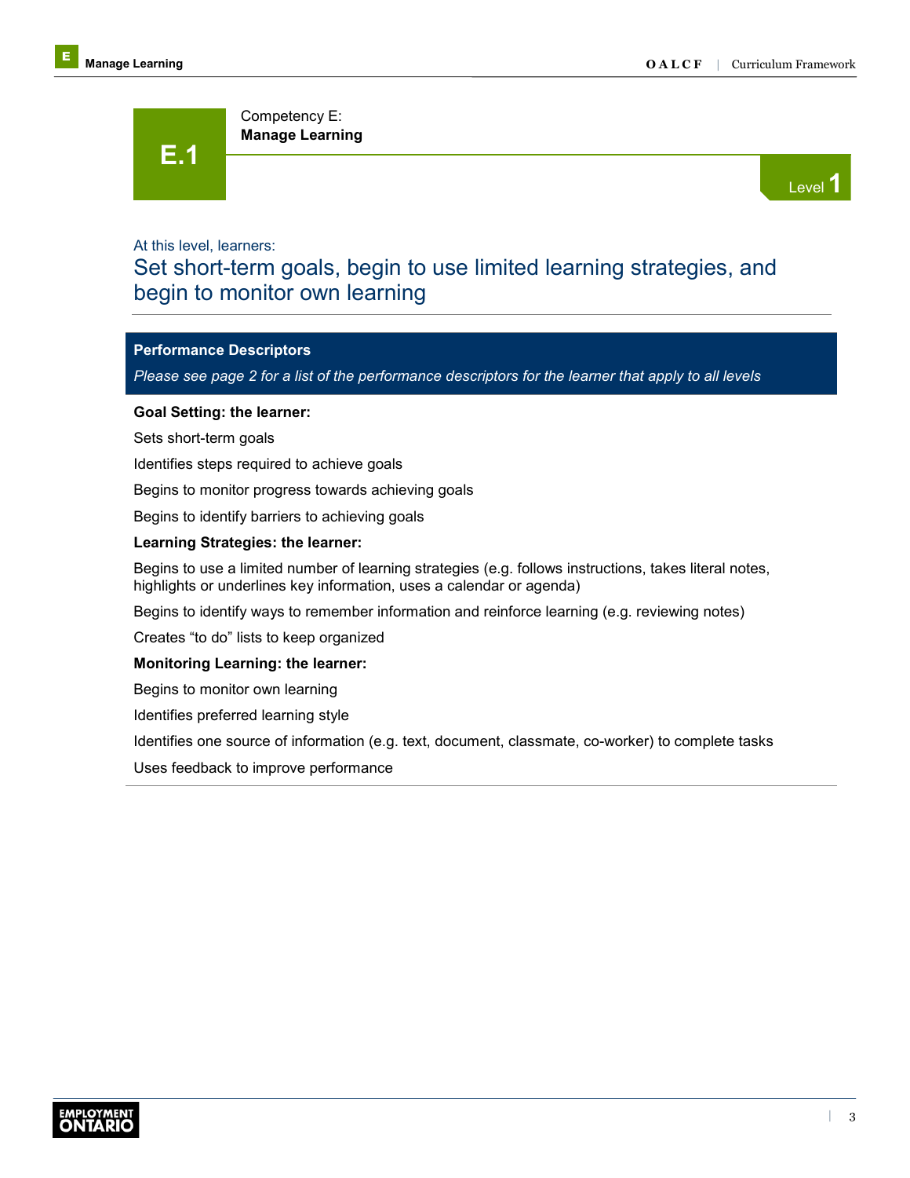# E.1

Competency E:
**Manage Learning**

Level 1

At this level, learners:

## Set short-term goals, begin to use limited learning strategies, and begin to monitor own learning

### Performance Descriptors

*Please see page 2 for a list of the performance descriptors for the learner that apply to all levels*

**Goal Setting: the learner:**

Sets short-term goals

Identifies steps required to achieve goals

Begins to monitor progress towards achieving goals

Begins to identify barriers to achieving goals

**Learning Strategies: the learner:**

Begins to use a limited number of learning strategies (e.g. follows instructions, takes literal notes, highlights or underlines key information, uses a calendar or agenda)

Begins to identify ways to remember information and reinforce learning (e.g. reviewing notes)

Creates "to do" lists to keep organized

**Monitoring Learning: the learner:**

Begins to monitor own learning

Identifies preferred learning style

Identifies one source of information (e.g. text, document, classmate, co-worker) to complete tasks

Uses feedback to improve performance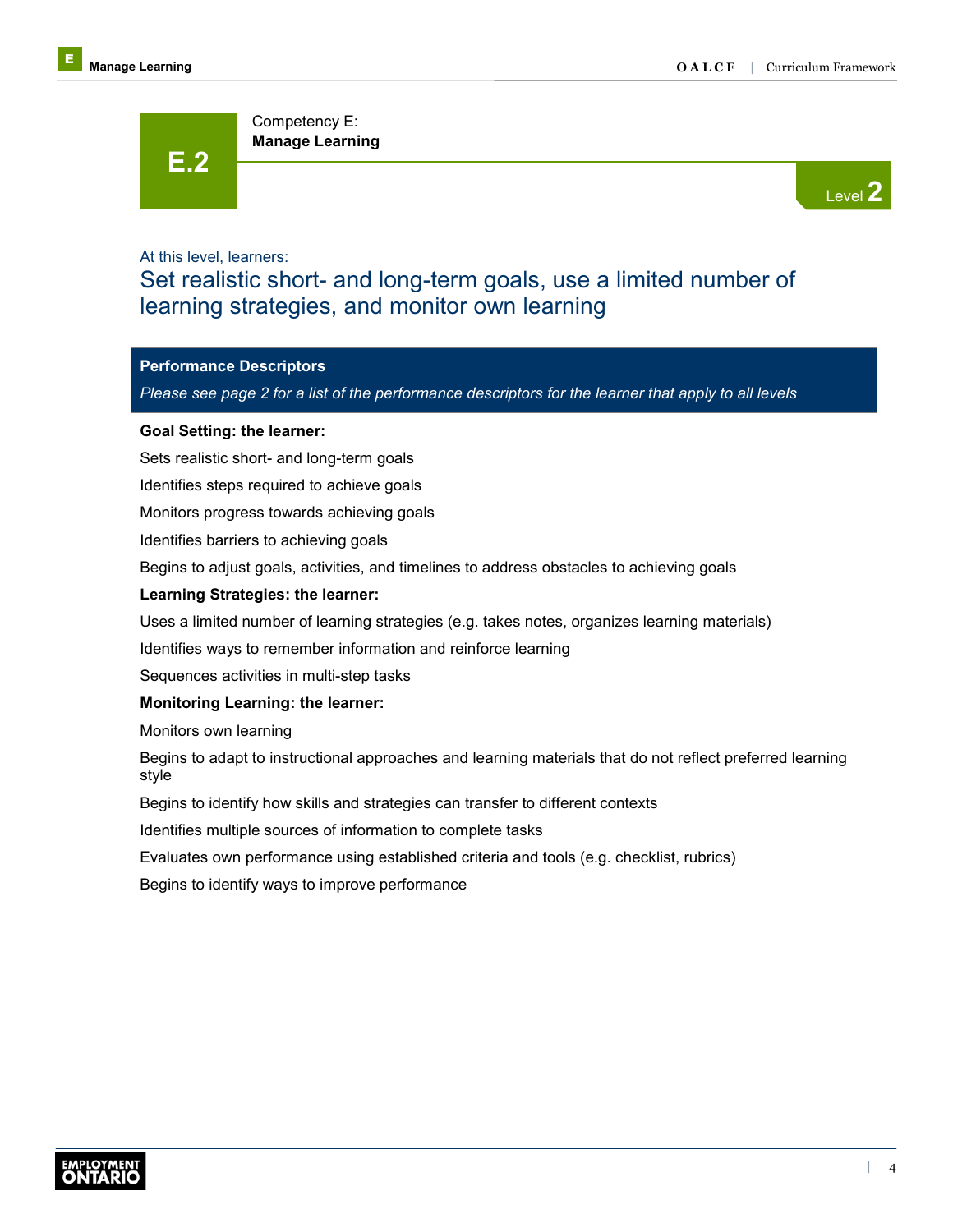# E.2

Competency E:
**Manage Learning**

Level 2

At this level, learners:

## Set realistic short- and long-term goals, use a limited number of learning strategies, and monitor own learning

### Performance Descriptors

*Please see page 2 for a list of the performance descriptors for the learner that apply to all levels*

**Goal Setting: the learner:**

Sets realistic short- and long-term goals

Identifies steps required to achieve goals

Monitors progress towards achieving goals

Identifies barriers to achieving goals

Begins to adjust goals, activities, and timelines to address obstacles to achieving goals

**Learning Strategies: the learner:**

Uses a limited number of learning strategies (e.g. takes notes, organizes learning materials)

Identifies ways to remember information and reinforce learning

Sequences activities in multi-step tasks

**Monitoring Learning: the learner:**

Monitors own learning

Begins to adapt to instructional approaches and learning materials that do not reflect preferred learning style

Begins to identify how skills and strategies can transfer to different contexts

Identifies multiple sources of information to complete tasks

Evaluates own performance using established criteria and tools (e.g. checklist, rubrics)

Begins to identify ways to improve performance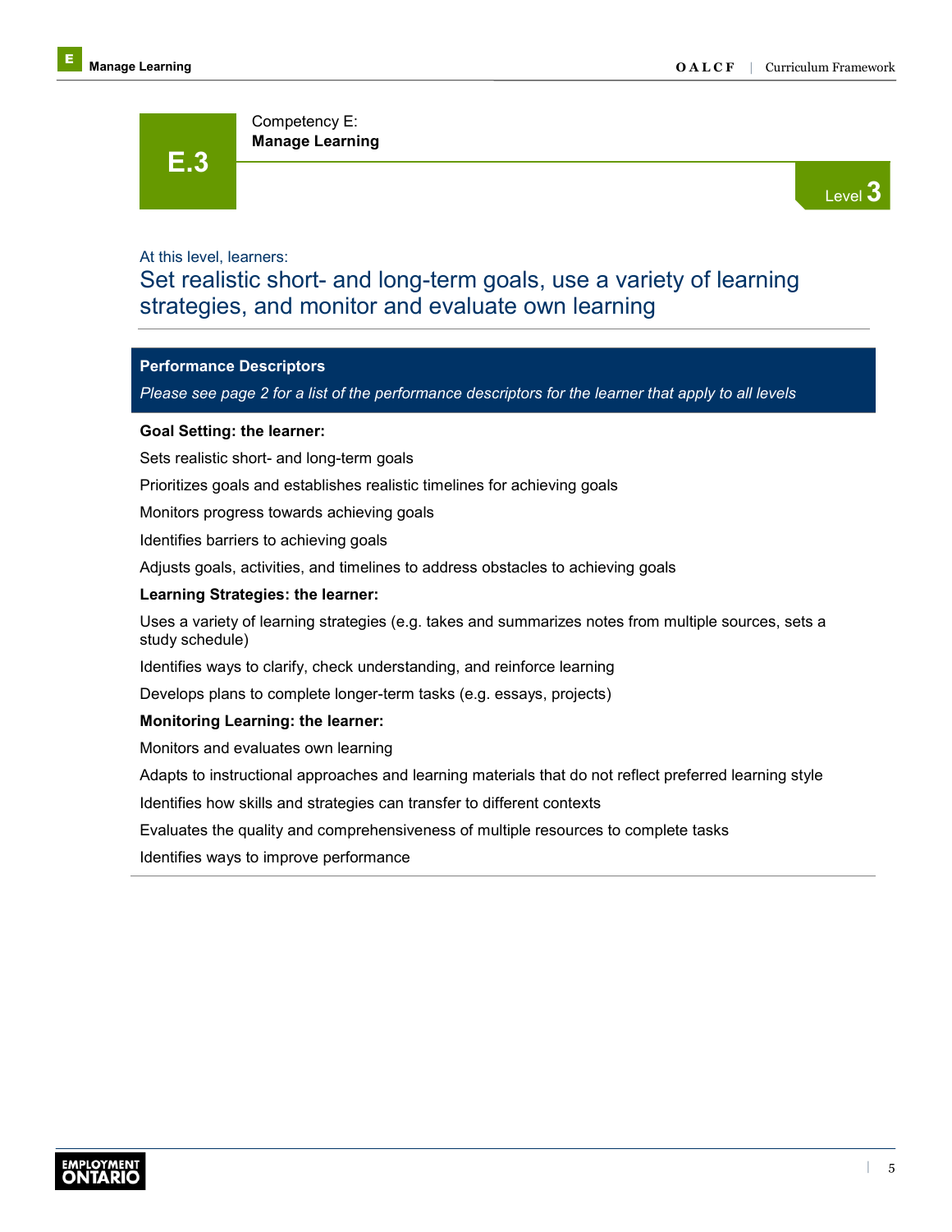# E.3

Competency E:
**Manage Learning**

Level 3

At this level, learners:

## Set realistic short- and long-term goals, use a variety of learning strategies, and monitor and evaluate own learning

### Performance Descriptors

*Please see page 2 for a list of the performance descriptors for the learner that apply to all levels*

**Goal Setting: the learner:**

Sets realistic short- and long-term goals

Prioritizes goals and establishes realistic timelines for achieving goals

Monitors progress towards achieving goals

Identifies barriers to achieving goals

Adjusts goals, activities, and timelines to address obstacles to achieving goals

**Learning Strategies: the learner:**

Uses a variety of learning strategies (e.g. takes and summarizes notes from multiple sources, sets a study schedule)

Identifies ways to clarify, check understanding, and reinforce learning

Develops plans to complete longer-term tasks (e.g. essays, projects)

**Monitoring Learning: the learner:**

Monitors and evaluates own learning

Adapts to instructional approaches and learning materials that do not reflect preferred learning style

Identifies how skills and strategies can transfer to different contexts

Evaluates the quality and comprehensiveness of multiple resources to complete tasks

Identifies ways to improve performance